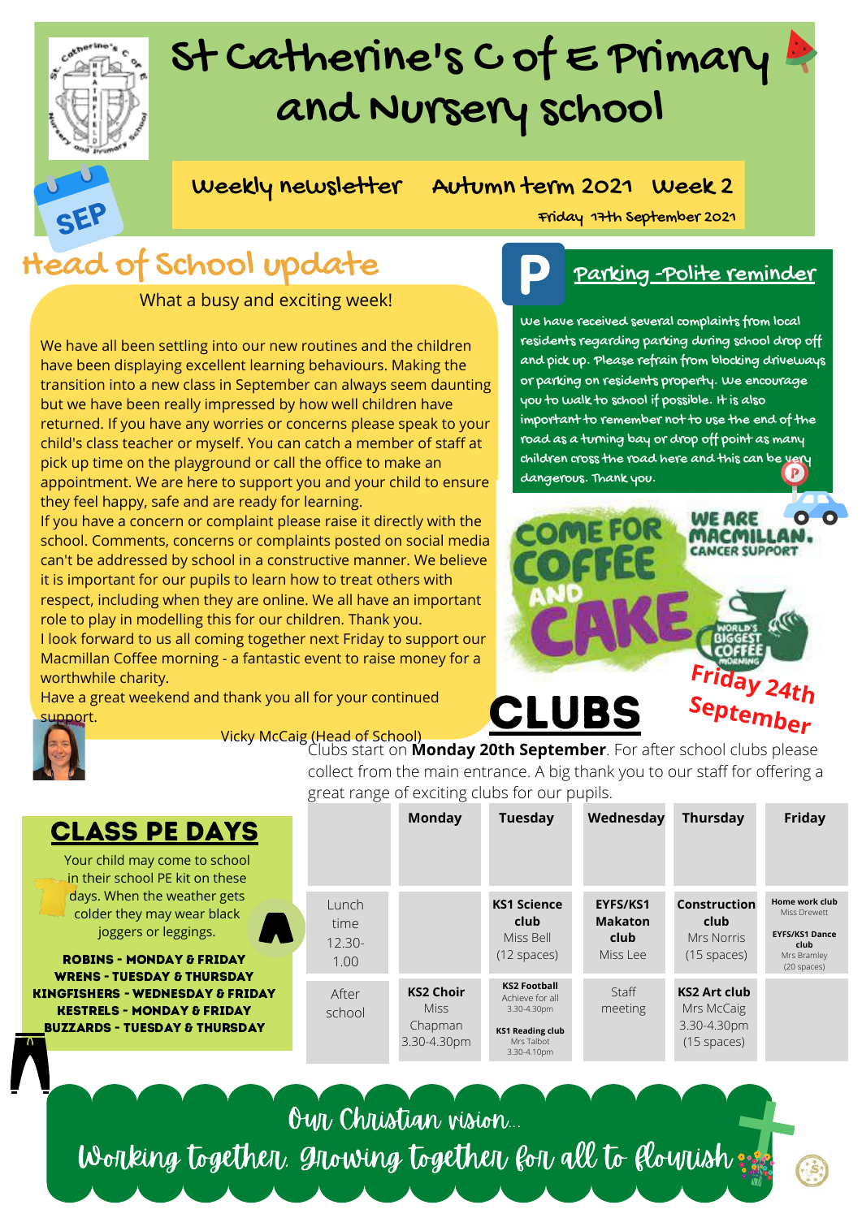# St Catherine's C of E Primary and Nursery School

**Weekly newsletter  Autumn term 2021  Week 2**

Friday 17th September 2021

## Head of School update

What a busy and exciting week!

We have all been settling into our new routines and the children have been displaying excellent learning behaviours. Making the transition into a new class in September can always seem daunting but we have been really impressed by how well children have returned. If you have any worries or concerns please speak to your child's class teacher or myself. You can catch a member of staff at pick up time on the playground or call the office to make an appointment. We are here to support you and your child to ensure they feel happy, safe and are ready for learning.

If you have a concern or complaint please raise it directly with the school. Comments, concerns or complaints posted on social media can't be addressed by school in a constructive manner. We believe it is important for our pupils to learn how to treat others with respect, including when they are online. We all have an important role to play in modelling this for our children. Thank you.

I look forward to us all coming together next Friday to support our Macmillan Coffee morning - a fantastic event to raise money for a worthwhile charity.

Have a great weekend and thank you all for your continued support.

Vicky McCaig (Head of School)

## Parking - Polite reminder

We have received several complaints from local residents regarding parking during school drop off and pick up. Please refrain from blocking driveways or parking on residents property. We encourage you to walk to school if possible. It is also important to remember not to use the end of the road as a turning bay or drop off point as many children cross the road here and this can be very dangerous. Thank you.

**Come for coffee and cake** — We are Macmillan. Cancer Support — World's Biggest Coffee Morning

**Friday 24th September**

## CLUBS

Clubs start on **Monday 20th September**. For after school clubs please collect from the main entrance. A big thank you to our staff for offering a great range of exciting clubs for our pupils.

| | Monday | Tuesday | Wednesday | Thursday | Friday |
|---|---|---|---|---|---|
| Lunch time 12.30-1.00 | | **KS1 Science club** Miss Bell (12 spaces) | **EYFS/KS1 Makaton club** Miss Lee | **Construction club** Mrs Norris (15 spaces) | **Home work club** Miss Drewett; **EYFS/KS1 Dance club** Mrs Bramley (20 spaces) |
| After school | **KS2 Choir** Miss Chapman 3.30-4.30pm | **KS2 Football** Achieve for all 3.30-4.30pm; **KS1 Reading club** Mrs Talbot 3.30-4.10pm | Staff meeting | **KS2 Art club** Mrs McCaig 3.30-4.30pm (15 spaces) | |

## CLASS PE DAYS

Your child may come to school in their school PE kit on these days. When the weather gets colder they may wear black joggers or leggings.

**ROBINS - MONDAY & FRIDAY**
**WRENS - TUESDAY & THURSDAY**
**KINGFISHERS - WEDNESDAY & FRIDAY**
**KESTRELS - MONDAY & FRIDAY**
**BUZZARDS - TUESDAY & THURSDAY**

Our Christian vision...
Working together, Growing together for all to flourish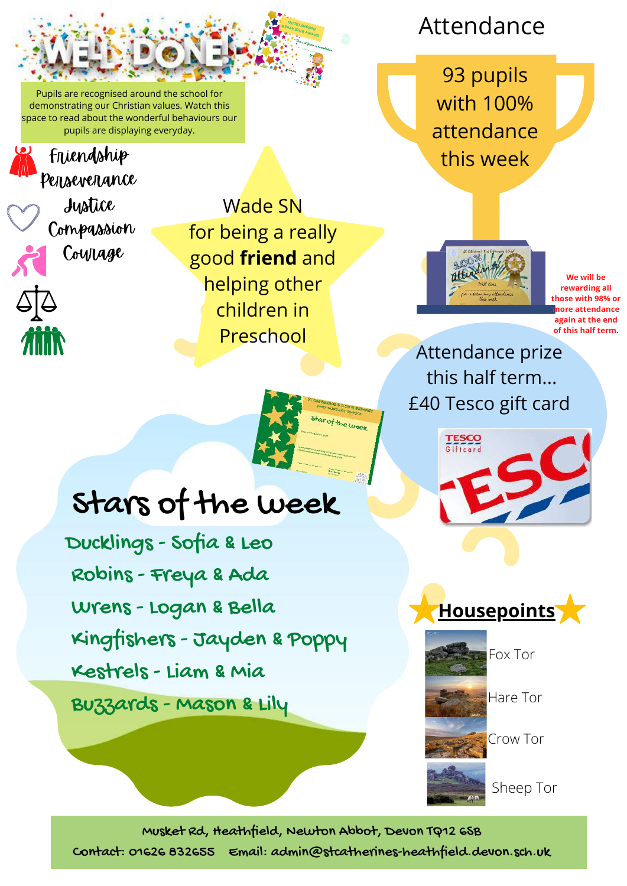# WELL DONE!

Pupils are recognised around the school for demonstrating our Christian values. Watch this space to read about the wonderful behaviours our pupils are displaying everyday.

- Friendship
- Perseverance
- Justice
- Compassion
- Courage

Wade SN for being a really good **friend** and helping other children in Preschool

## Attendance

93 pupils with 100% attendance this week

We will be rewarding all those with 98% or more attendance again at the end of this half term.

Attendance prize this half term...
£40 Tesco gift card

## Stars of the Week

- Ducklings - Sofia & Leo
- Robins - Freya & Ada
- Wrens - Logan & Bella
- Kingfishers - Jayden & Poppy
- Kestrels - Liam & Mia
- Buzzards - Mason & Lily

## Housepoints

- Fox Tor
- Hare Tor
- Crow Tor
- Sheep Tor

Musket Rd, Heathfield, Newton Abbot, Devon TQ12 6SB
Contact: 01626 832655 Email: admin@stcatherines-heathfield.devon.sch.uk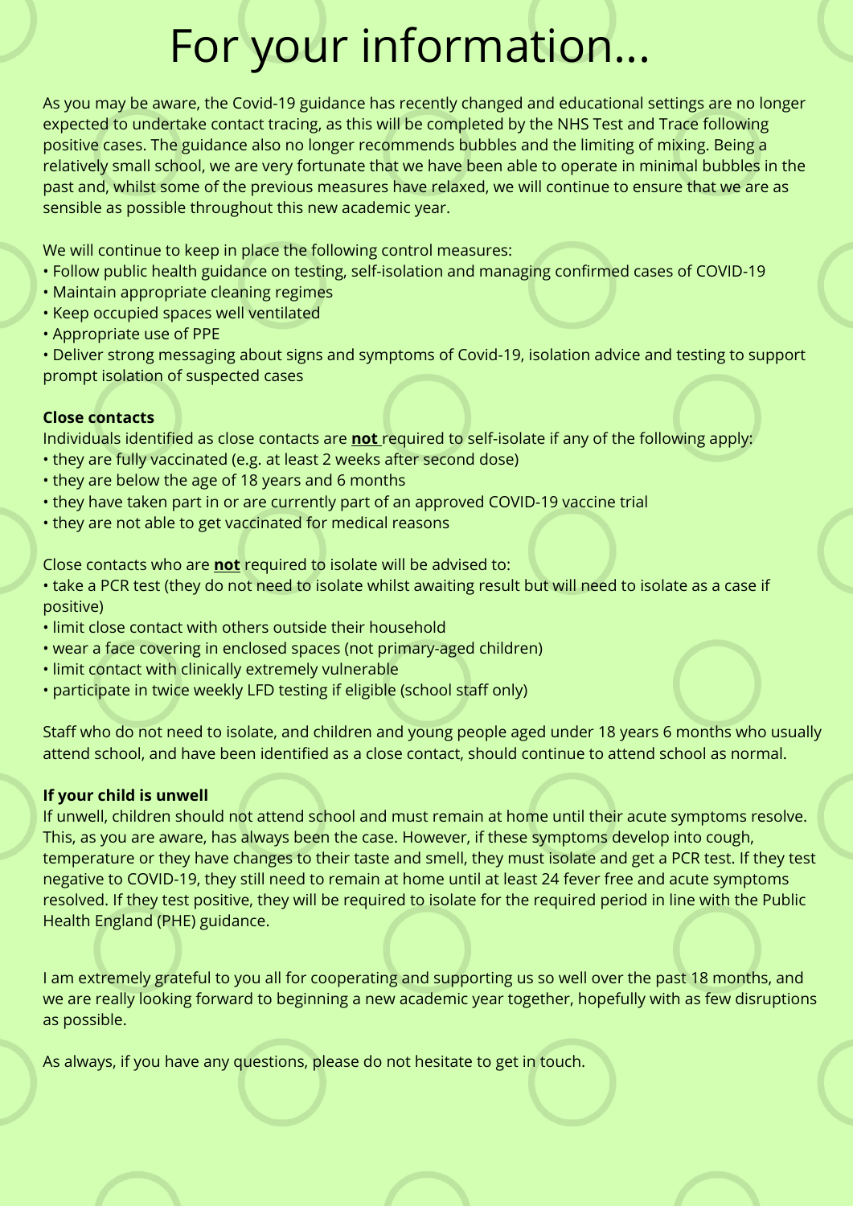# For your information...

As you may be aware, the Covid-19 guidance has recently changed and educational settings are no longer expected to undertake contact tracing, as this will be completed by the NHS Test and Trace following positive cases. The guidance also no longer recommends bubbles and the limiting of mixing. Being a relatively small school, we are very fortunate that we have been able to operate in minimal bubbles in the past and, whilst some of the previous measures have relaxed, we will continue to ensure that we are as sensible as possible throughout this new academic year.

We will continue to keep in place the following control measures:

- Follow public health guidance on testing, self-isolation and managing confirmed cases of COVID-19
- Maintain appropriate cleaning regimes
- Keep occupied spaces well ventilated
- Appropriate use of PPE
- Deliver strong messaging about signs and symptoms of Covid-19, isolation advice and testing to support prompt isolation of suspected cases

**Close contacts**

Individuals identified as close contacts are **not** required to self-isolate if any of the following apply:

- they are fully vaccinated (e.g. at least 2 weeks after second dose)
- they are below the age of 18 years and 6 months
- they have taken part in or are currently part of an approved COVID-19 vaccine trial
- they are not able to get vaccinated for medical reasons

Close contacts who are **not** required to isolate will be advised to:

- take a PCR test (they do not need to isolate whilst awaiting result but will need to isolate as a case if positive)
- limit close contact with others outside their household
- wear a face covering in enclosed spaces (not primary-aged children)
- limit contact with clinically extremely vulnerable
- participate in twice weekly LFD testing if eligible (school staff only)

Staff who do not need to isolate, and children and young people aged under 18 years 6 months who usually attend school, and have been identified as a close contact, should continue to attend school as normal.

**If your child is unwell**

If unwell, children should not attend school and must remain at home until their acute symptoms resolve. This, as you are aware, has always been the case. However, if these symptoms develop into cough, temperature or they have changes to their taste and smell, they must isolate and get a PCR test. If they test negative to COVID-19, they still need to remain at home until at least 24 fever free and acute symptoms resolved. If they test positive, they will be required to isolate for the required period in line with the Public Health England (PHE) guidance.

I am extremely grateful to you all for cooperating and supporting us so well over the past 18 months, and we are really looking forward to beginning a new academic year together, hopefully with as few disruptions as possible.

As always, if you have any questions, please do not hesitate to get in touch.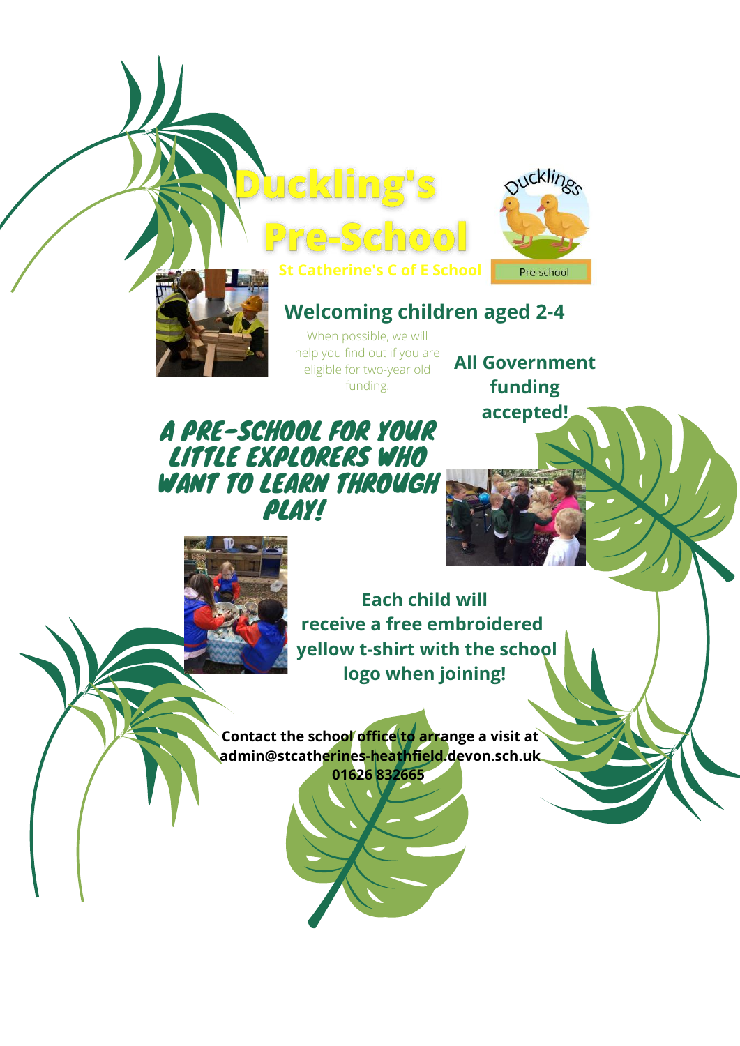# Duckling's Pre-School

**St Catherine's C of E School**

Ducklings

Pre-school

## Welcoming children aged 2-4

When possible, we will help you find out if you are eligible for two-year old funding.

**All Government funding accepted!**

## A PRE-SCHOOL FOR YOUR LITTLE EXPLORERS WHO WANT TO LEARN THROUGH PLAY!

**Each child will receive a free embroidered yellow t-shirt with the school logo when joining!**

**Contact the school office to arrange a visit at admin@stcatherines-heathfield.devon.sch.uk 01626 832665**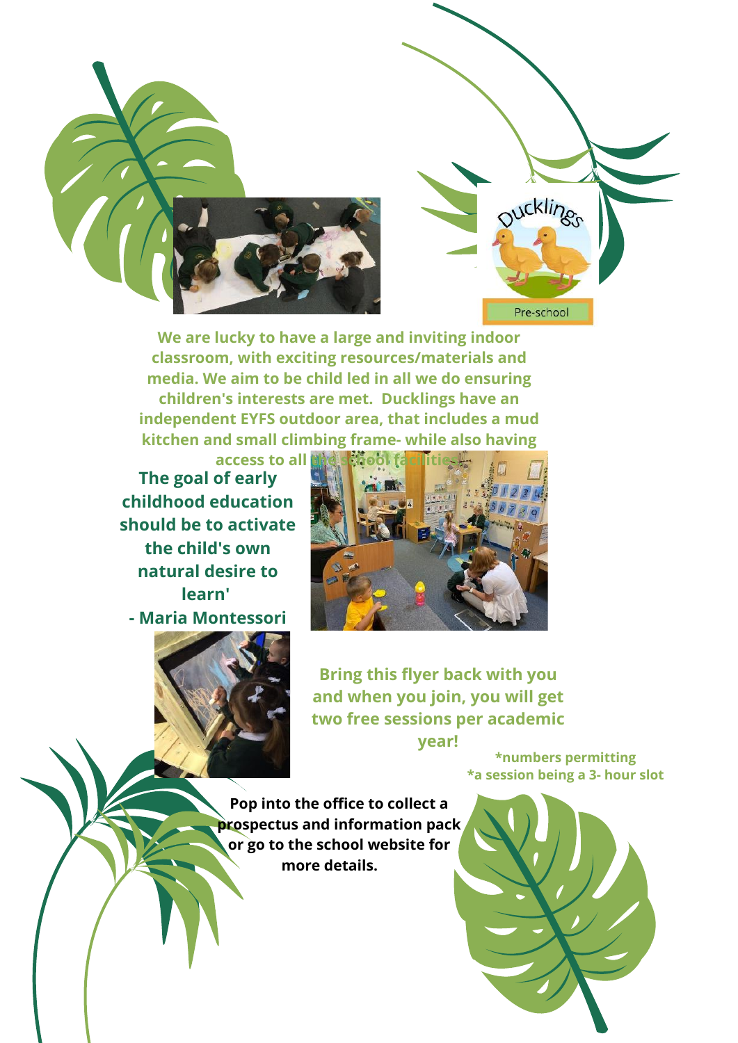Ducklings

Pre-school

**We are lucky to have a large and inviting indoor classroom, with exciting resources/materials and media. We aim to be child led in all we do ensuring children's interests are met. Ducklings have an independent EYFS outdoor area, that includes a mud kitchen and small climbing frame- while also having access to all the school facilities.**

**The goal of early childhood education should be to activate the child's own natural desire to learn'**
**- Maria Montessori**

**Bring this flyer back with you and when you join, you will get two free sessions per academic year!**

**\*numbers permitting**
**\*a session being a 3- hour slot**

**Pop into the office to collect a prospectus and information pack or go to the school website for more details.**